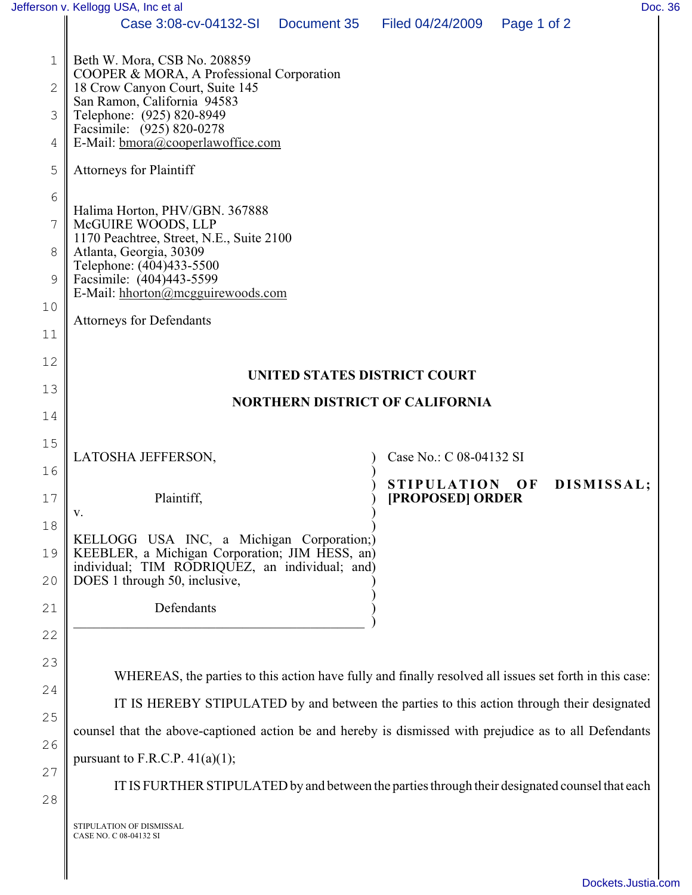Beth W. Mora, CSB No. 208859
COOPER & MORA, A Professional Corporation
18 Crow Canyon Court, Suite 145
San Ramon, California 94583
Telephone: (925) 820-8949
Facsimile: (925) 820-0278
E-Mail: bmora@cooperlawoffice.com

Attorneys for Plaintiff

Halima Horton, PHV/GBN. 367888
McGUIRE WOODS, LLP
1170 Peachtree, Street, N.E., Suite 2100
Atlanta, Georgia, 30309
Telephone: (404)433-5500
Facsimile: (404)443-5599
E-Mail: hhorton@mcgguirewoods.com

Attorneys for Defendants

**UNITED STATES DISTRICT COURT**

**NORTHERN DISTRICT OF CALIFORNIA**

LATOSHA JEFFERSON,

Plaintiff,

v.

KELLOGG USA INC, a Michigan Corporation; KEEBLER, a Michigan Corporation; JIM HESS, an individual; TIM RODRIQUEZ, an individual; and DOES 1 through 50, inclusive,

Defendants

Case No.: C 08-04132 SI

**STIPULATION OF DISMISSAL; [PROPOSED] ORDER**

WHEREAS, the parties to this action have fully and finally resolved all issues set forth in this case:

IT IS HEREBY STIPULATED by and between the parties to this action through their designated counsel that the above-captioned action be and hereby is dismissed with prejudice as to all Defendants pursuant to F.R.C.P. 41(a)(1);

IT IS FURTHER STIPULATED by and between the parties through their designated counsel that each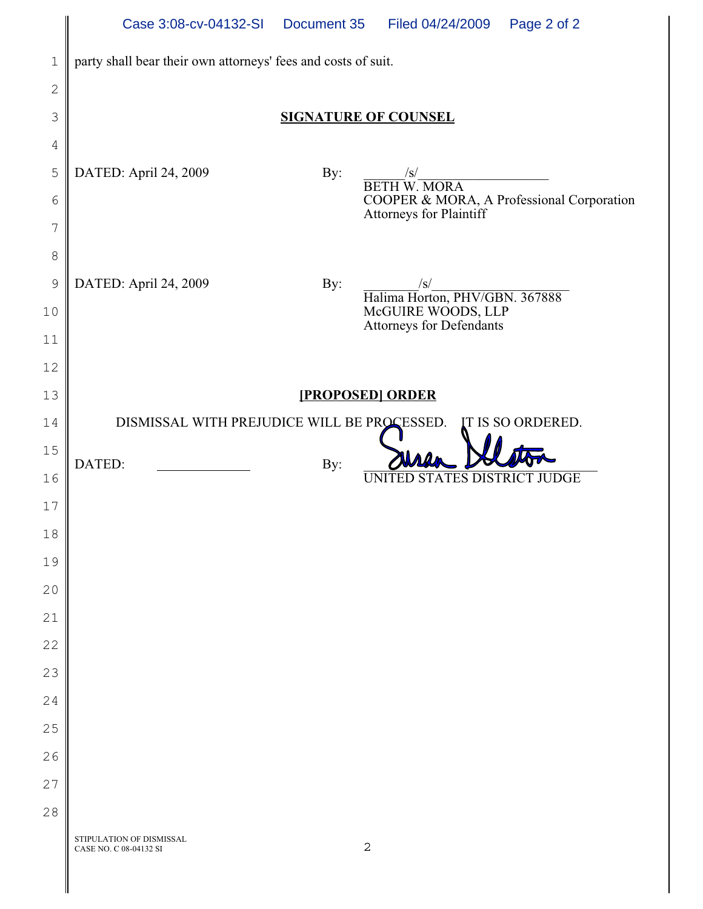party shall bear their own attorneys' fees and costs of suit.

**SIGNATURE OF COUNSEL**

DATED: April 24, 2009

By: /s/
BETH W. MORA
COOPER & MORA, A Professional Corporation
Attorneys for Plaintiff

DATED: April 24, 2009

By: /s/
Halima Horton, PHV/GBN. 367888
McGUIRE WOODS, LLP
Attorneys for Defendants

**[PROPOSED] ORDER**

DISMISSAL WITH PREJUDICE WILL BE PROCESSED. IT IS SO ORDERED.

DATED: ____________

By: ____________
UNITED STATES DISTRICT JUDGE

STIPULATION OF DISMISSAL
CASE NO. C 08-04132 SI